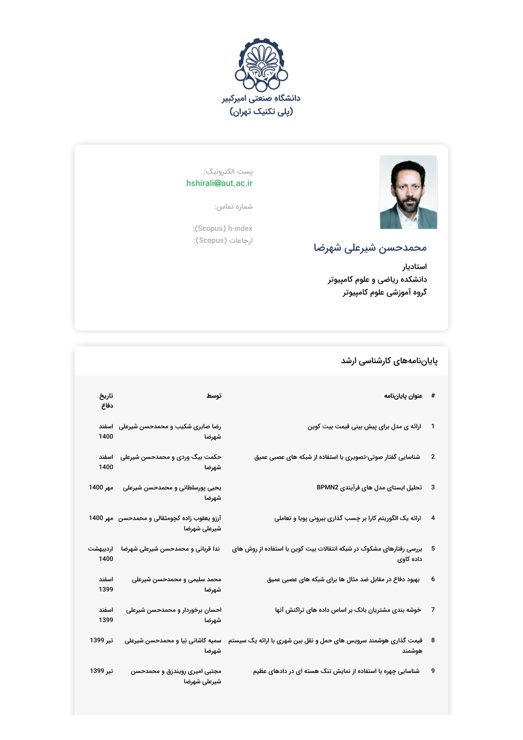دانشگاه صنعتی امیرکبیر
(پلی تکنیک تهران)

## محمدحسن شیرعلی شهرضا

**استادیار**
**دانشکده ریاضی و علوم کامپیوتر**
**گروه آموزشی علوم کامپیوتر**

پست الکترونیک:
hshirali@aut.ac.ir

شماره تماس:

h-index (Scopus):
ارجاعات (Scopus):

## پایان‌نامه‌های کارشناسی ارشد

| # | عنوان پایان‌نامه | توسط | تاریخ دفاع |
|---|---|---|---|
| 1 | ارائه ی مدل برای پیش بینی قیمت بیت کوین | رضا صابری شکیب و محمدحسن شیرعلی شهرضا | اسفند 1400 |
| 2 | شناسایی گفتار صوتی-تصویری با استفاده از شبکه های عصبی عمیق | حکمت بیگ وردی و محمدحسن شیرعلی شهرضا | اسفند 1400 |
| 3 | تحلیل ایستای مدل های فرآیندی BPMN2 | یحیی پورسلطانی و محمدحسن شیرعلی شهرضا | مهر 1400 |
| 4 | ارائه یک الگوریتم کارا بر چسب گذاری بیرونی پویا و تعاملی | آرزو یعقوب زاده کچومثقالی و محمدحسن شیرعلی شهرضا | مهر 1400 |
| 5 | بررسی رفتارهای مشکوک در شبکه انتقالات بیت کوین با استفاده از روش های داده کاوی | ندا قربانی و محمدحسن شیرعلی شهرضا | اردیبهشت 1400 |
| 6 | بهبود دفاع در مقابل ضد مثال ها برای شبکه های عصبی عمیق | محمد سلیمی و محمدحسن شیرعلی شهرضا | اسفند 1399 |
| 7 | خوشه بندی مشتریان بانک بر اساس داده های تراکنش آنها | احسان برخوردار و محمدحسن شیرعلی شهرضا | اسفند 1399 |
| 8 | قیمت گذاری هوشمند سرویس های حمل و نقل بین شهری با ارائه یک سیستم هوشمند | سمیه کاشانی نیا و محمدحسن شیرعلی شهرضا | تیر 1399 |
| 9 | شناسایی چهره با استفاده از نمایش تنک هسته ای در دادهای عظیم | مجتبی امیری رویندزق و محمدحسن شیرعلی شهرضا | تیر 1399 |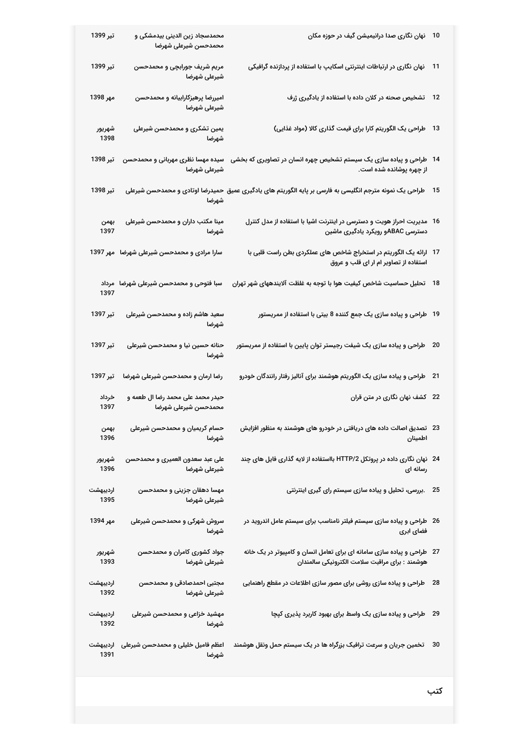| | | | |
|---|---|---|---|
| 10 | نهان نگاری صدا درانیمیشن گیف در حوزه مکان | محمدسجاد زین الدینی بیدمشکی و محمدحسن شیرعلی شهرضا | تیر 1399 |
| 11 | نهان نگاری در ارتباطات اینترنتی اسکایپ با استفاده از پردازنده گرافیکی | مریم شریف جورابچی و محمدحسن شیرعلی شهرضا | تیر 1399 |
| 12 | تشخیص صحنه در کلان داده با استفاده از یادگیری ژرف | امیررضا پرهیزکارابیانه و محمدحسن شیرعلی شهرضا | مهر 1398 |
| 13 | طراحی یک الگوریتم کارا برای قیمت گذاری کالا (مواد غذایی) | یمین تشکری و محمدحسن شیرعلی شهرضا | شهریور 1398 |
| 14 | طراحی و پیاده سازی یک سیستم تشخیص چهره انسان در تصاویری که بخشی از چهره پوشانده شده است. | سیده مهسا نظری مهربانی و محمدحسن شیرعلی شهرضا | تیر 1398 |
| 15 | طراحی یک نمونه مترجم انگلیسی به فارسی بر پایه الگوریتم های یادگیری عمیق | حمیدرضا اوتادی و محمدحسن شیرعلی شهرضا | تیر 1398 |
| 16 | مدیریت احراز هویت و دسترسی در اینترنت اشیا با استفاده از مدل کنترل دسترسی ABACو رویکرد یادگیری ماشین | مینا مکتب داران و محمدحسن شیرعلی شهرضا | بهمن 1397 |
| 17 | ارائه یک الگوریتم در استخراج شاخص های عملکردی بطن راست قلبی با استفاده از تصاویر ام ار ای قلب و عروق | سارا مرادی و محمدحسن شیرعلی شهرضا | مهر 1397 |
| 18 | تحلیل حساسیت شاخص کیفیت هوا با توجه به غلظت آلایندههای شهر تهران | سبا فتوحی و محمدحسن شیرعلی شهرضا | مرداد 1397 |
| 19 | طراحی و پیاده سازی یک جمع کننده 8 بیتی با استفاده از ممریستور | سعید هاشم زاده و محمدحسن شیرعلی شهرضا | تیر 1397 |
| 20 | طراحی و پیاده سازی یک شیفت رجیستر توان پایین با استفاده از ممریستور | حنانه حسین نیا و محمدحسن شیرعلی شهرضا | تیر 1397 |
| 21 | طراحی و پیاده سازی یک الگوریتم هوشمند برای آنالیز رفتار رانندگان خودرو | رضا ارمان و محمدحسن شیرعلی شهرضا | تیر 1397 |
| 22 | کشف نهان نگاری در متن قران | حیدر محمد علی محمد رضا ال طعمه و محمدحسن شیرعلی شهرضا | خرداد 1397 |
| 23 | تصدیق اصالت داده های دریافتی در خودرو های هوشمند به منظور افزایش اطمینان | حسام کریمیان و محمدحسن شیرعلی شهرضا | بهمن 1396 |
| 24 | نهان نگاری داده در پروتکل HTTP/2 بااستفاده از لایه گذاری فایل های چند رسانه ای | علی عبد سعدون العمیری و محمدحسن شیرعلی شهرضا | شهریور 1396 |
| 25 | .بررسی، تحلیل و پیاده سازی سیستم رای گیری اینترنتی | مهسا دهقان جزینی و محمدحسن شیرعلی شهرضا | اردیبهشت 1395 |
| 26 | طراحی و پیاده سازی سیستم فیلتر نامناسب برای سیستم عامل اندروید در فضای ابری | سروش شهرکی و محمدحسن شیرعلی شهرضا | مهر 1394 |
| 27 | طراحی و پیاده سازی سامانه ای برای تعامل انسان و کامپیوتر در یک خانه هوشمند : برای مراقبت سلامت الکترونیکی سالمندان | جواد کشوری کامران و محمدحسن شیرعلی شهرضا | شهریور 1393 |
| 28 | طراحی و پیاده سازی روشی برای مصور سازی اطلاعات در مقطع راهنمایی | مجتبی احمدصادقی و محمدحسن شیرعلی شهرضا | اردیبهشت 1392 |
| 29 | طراحی و پیاده سازی یک واسط برای بهبود کاربرد پذیری کپچا | مهشید خزاعی و محمدحسن شیرعلی شهرضا | اردیبهشت 1392 |
| 30 | تخمین جریان و سرعت ترافیک بزرگراه ها در یک سیستم حمل ونقل هوشمند | اعظم فامیل خلیلی و محمدحسن شیرعلی شهرضا | اردیبهشت 1391 |

## کتب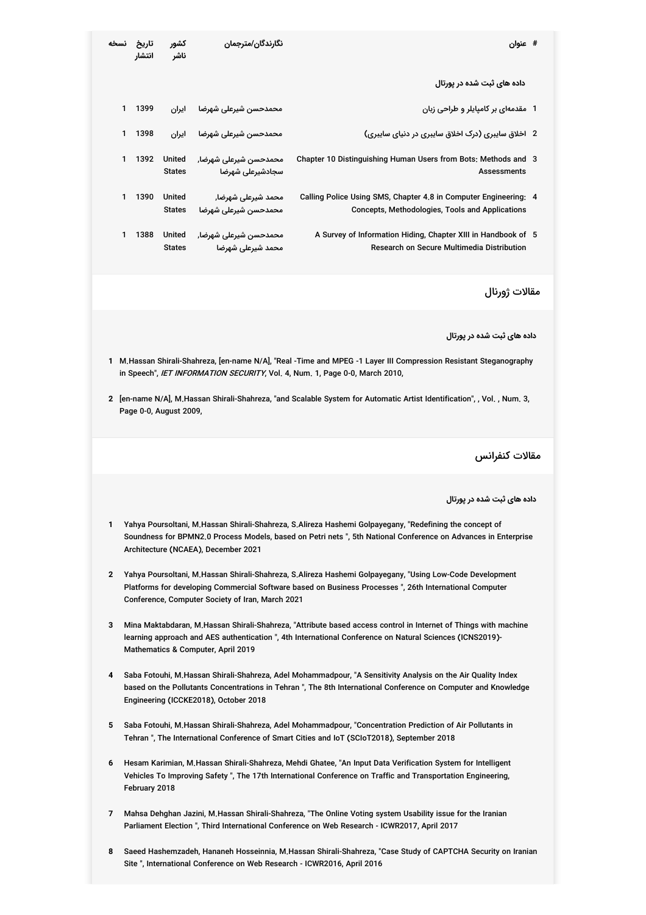| # | عنوان | نگارندگان/مترجمان | کشور ناشر | تاریخ انتشار | نسخه |
|---|---|---|---|---|---|
| | **داده های ثبت شده در پورتال** | | | | |
| 1 | مقدمه‌ای بر کامپایلر و طراحی زبان | محمدحسن شیرعلی شهرضا | ایران | 1399 | 1 |
| 2 | اخلاق سایبری (درک اخلاق سایبری در دنیای سایبری) | محمدحسن شیرعلی شهرضا | ایران | 1398 | 1 |
| 3 | Chapter 10 Distinguishing Human Users from Bots: Methods and Assessments | محمدحسن شیرعلی شهرضا, سجادشیرعلی شهرضا | United States | 1392 | 1 |
| 4 | Calling Police Using SMS, Chapter 4.8 in Computer Engineering: Concepts, Methodologies, Tools and Applications | محمد شیرعلی شهرضا, محمدحسن شیرعلی شهرضا | United States | 1390 | 1 |
| 5 | A Survey of Information Hiding, Chapter XIII in Handbook of Research on Secure Multimedia Distribution | محمدحسن شیرعلی شهرضا, محمد شیرعلی شهرضا | United States | 1388 | 1 |

## مقالات ژورنال

**داده های ثبت شده در پورتال**

1. M.Hassan Shirali-Shahreza, [en-name N/A], "Real -Time and MPEG -1 Layer III Compression Resistant Steganography in Speech", *IET INFORMATION SECURITY*, Vol. 4, Num. 1, Page 0-0, March 2010,

2. [en-name N/A], M.Hassan Shirali-Shahreza, "and Scalable System for Automatic Artist Identification", , Vol. , Num. 3, Page 0-0, August 2009,

## مقالات کنفرانس

**داده های ثبت شده در پورتال**

1. Yahya Poursoltani, M.Hassan Shirali-Shahreza, S.Alireza Hashemi Golpayegany, "Redefining the concept of Soundness for BPMN2.0 Process Models, based on Petri nets ", 5th National Conference on Advances in Enterprise Architecture (NCAEA), December 2021

2. Yahya Poursoltani, M.Hassan Shirali-Shahreza, S.Alireza Hashemi Golpayegany, "Using Low-Code Development Platforms for developing Commercial Software based on Business Processes ", 26th International Computer Conference, Computer Society of Iran, March 2021

3. Mina Maktabdaran, M.Hassan Shirali-Shahreza, "Attribute based access control in Internet of Things with machine learning approach and AES authentication ", 4th International Conference on Natural Sciences (ICNS2019)-Mathematics & Computer, April 2019

4. Saba Fotouhi, M.Hassan Shirali-Shahreza, Adel Mohammadpour, "A Sensitivity Analysis on the Air Quality Index based on the Pollutants Concentrations in Tehran ", The 8th International Conference on Computer and Knowledge Engineering (ICCKE2018), October 2018

5. Saba Fotouhi, M.Hassan Shirali-Shahreza, Adel Mohammadpour, "Concentration Prediction of Air Pollutants in Tehran ", The International Conference of Smart Cities and IoT (SCIoT2018), September 2018

6. Hesam Karimian, M.Hassan Shirali-Shahreza, Mehdi Ghatee, "An Input Data Verification System for Intelligent Vehicles To Improving Safety ", The 17th International Conference on Traffic and Transportation Engineering, February 2018

7. Mahsa Dehghan Jazini, M.Hassan Shirali-Shahreza, "The Online Voting system Usability issue for the Iranian Parliament Election ", Third International Conference on Web Research - ICWR2017, April 2017

8. Saeed Hashemzadeh, Hananeh Hosseinnia, M.Hassan Shirali-Shahreza, "Case Study of CAPTCHA Security on Iranian Site ", International Conference on Web Research - ICWR2016, April 2016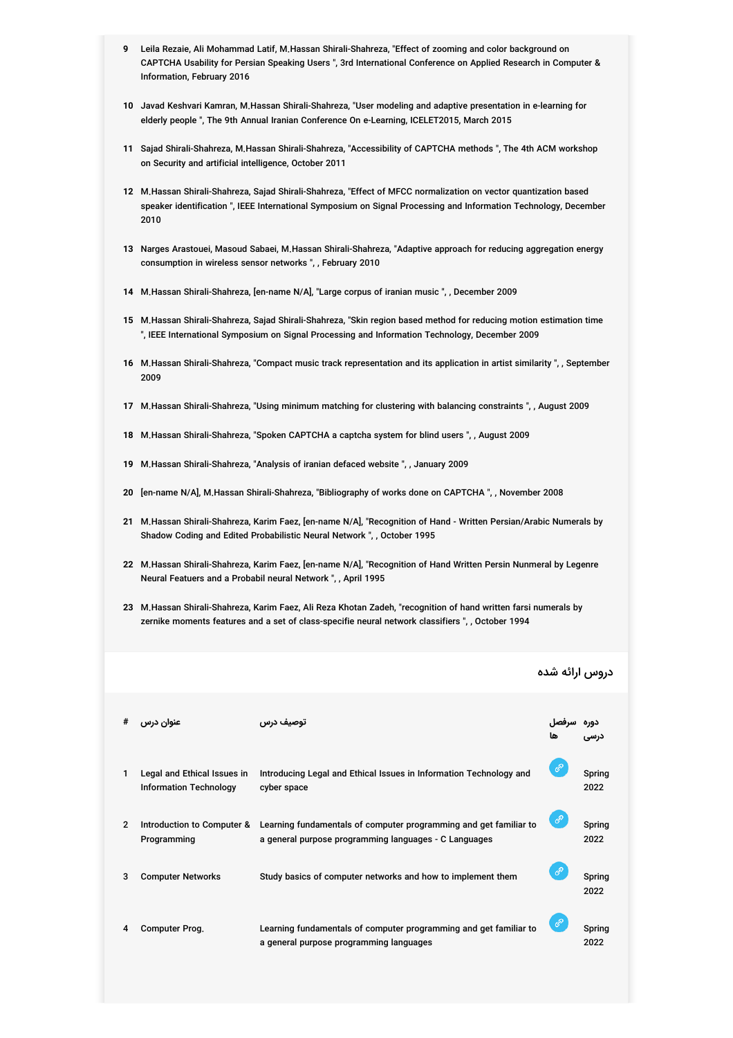9 Leila Rezaie, Ali Mohammad Latif, M.Hassan Shirali-Shahreza, "Effect of zooming and color background on CAPTCHA Usability for Persian Speaking Users ", 3rd International Conference on Applied Research in Computer & Information, February 2016

10 Javad Keshvari Kamran, M.Hassan Shirali-Shahreza, "User modeling and adaptive presentation in e-learning for elderly people ", The 9th Annual Iranian Conference On e-Learning, ICELET2015, March 2015

11 Sajad Shirali-Shahreza, M.Hassan Shirali-Shahreza, "Accessibility of CAPTCHA methods ", The 4th ACM workshop on Security and artificial intelligence, October 2011

12 M.Hassan Shirali-Shahreza, Sajad Shirali-Shahreza, "Effect of MFCC normalization on vector quantization based speaker identification ", IEEE International Symposium on Signal Processing and Information Technology, December 2010

13 Narges Arastouei, Masoud Sabaei, M.Hassan Shirali-Shahreza, "Adaptive approach for reducing aggregation energy consumption in wireless sensor networks ", , February 2010

14 M.Hassan Shirali-Shahreza, [en-name N/A], "Large corpus of iranian music ", , December 2009

15 M.Hassan Shirali-Shahreza, Sajad Shirali-Shahreza, "Skin region based method for reducing motion estimation time ", IEEE International Symposium on Signal Processing and Information Technology, December 2009

16 M.Hassan Shirali-Shahreza, "Compact music track representation and its application in artist similarity ", , September 2009

17 M.Hassan Shirali-Shahreza, "Using minimum matching for clustering with balancing constraints ", , August 2009

18 M.Hassan Shirali-Shahreza, "Spoken CAPTCHA a captcha system for blind users ", , August 2009

19 M.Hassan Shirali-Shahreza, "Analysis of iranian defaced website ", , January 2009

20 [en-name N/A], M.Hassan Shirali-Shahreza, "Bibliography of works done on CAPTCHA ", , November 2008

21 M.Hassan Shirali-Shahreza, Karim Faez, [en-name N/A], "Recognition of Hand - Written Persian/Arabic Numerals by Shadow Coding and Edited Probabilistic Neural Network ", , October 1995

22 M.Hassan Shirali-Shahreza, Karim Faez, [en-name N/A], "Recognition of Hand Written Persin Nunmeral by Legenre Neural Featuers and a Probabil neural Network ", , April 1995

23 M.Hassan Shirali-Shahreza, Karim Faez, Ali Reza Khotan Zadeh, "recognition of hand written farsi numerals by zernike moments features and a set of class-specifie neural network classifiers ", , October 1994

## دروس ارائه شده

| # | عنوان درس | توصیف درس | سرفصل ها | دوره درسی |
|---|---|---|---|---|
| 1 | Legal and Ethical Issues in Information Technology | Introducing Legal and Ethical Issues in Information Technology and cyber space | | Spring 2022 |
| 2 | Introduction to Computer & Programming | Learning fundamentals of computer programming and get familiar to a general purpose programming languages - C Languages | | Spring 2022 |
| 3 | Computer Networks | Study basics of computer networks and how to implement them | | Spring 2022 |
| 4 | Computer Prog. | Learning fundamentals of computer programming and get familiar to a general purpose programming languages | | Spring 2022 |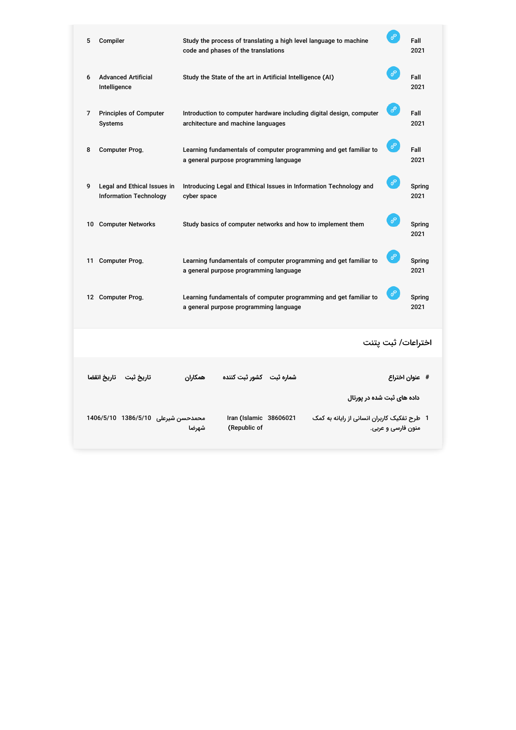| | | | | |
|---|---|---|---|---|
| 5 | Compiler | Study the process of translating a high level language to machine code and phases of the translations | | Fall 2021 |
| 6 | Advanced Artificial Intelligence | Study the State of the art in Artificial Intelligence (AI) | | Fall 2021 |
| 7 | Principles of Computer Systems | Introduction to computer hardware including digital design, computer architecture and machine languages | | Fall 2021 |
| 8 | Computer Prog. | Learning fundamentals of computer programming and get familiar to a general purpose programming language | | Fall 2021 |
| 9 | Legal and Ethical Issues in Information Technology | Introducing Legal and Ethical Issues in Information Technology and cyber space | | Spring 2021 |
| 10 | Computer Networks | Study basics of computer networks and how to implement them | | Spring 2021 |
| 11 | Computer Prog. | Learning fundamentals of computer programming and get familiar to a general purpose programming language | | Spring 2021 |
| 12 | Computer Prog. | Learning fundamentals of computer programming and get familiar to a general purpose programming language | | Spring 2021 |

## اختراعات/ ثبت پتنت

| # | عنوان اختراع | شماره ثبت | کشور ثبت کننده | همکاران | تاریخ ثبت | تاریخ انقضا |
|---|---|---|---|---|---|---|
| | داده های ثبت شده در پورتال | | | | | |
| 1 | طرح تفکیک کاربران انسانی از رایانه به کمک متون فارسی و عربی. | 38606021 | Iran (Islamic Republic of) | محمدحسن شیرعلی شهرضا | 1386/5/10 | 1406/5/10 |